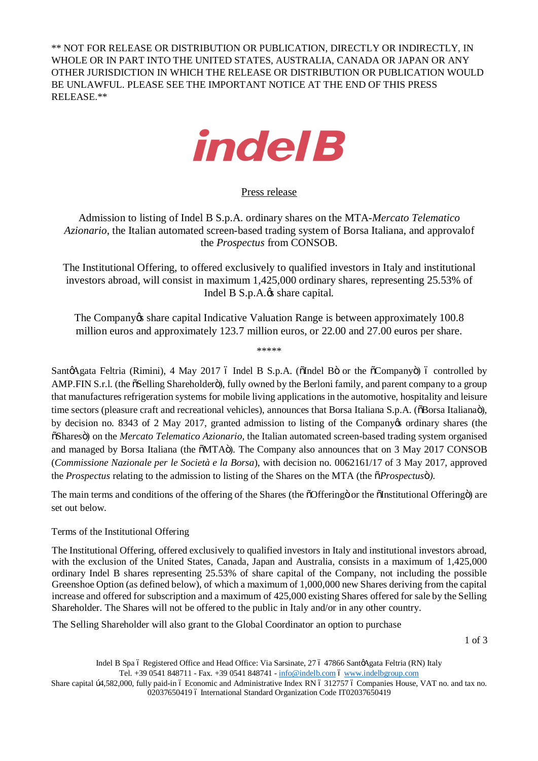** NOT FOR RELEASE OR DISTRIBUTION OR PUBLICATION, DIRECTLY OR INDIRECTLY, IN WHOLE OR IN PART INTO THE UNITED STATES, AUSTRALIA, CANADA OR JAPAN OR ANY OTHER JURISDICTION IN WHICH THE RELEASE OR DISTRIBUTION OR PUBLICATION WOULD BE UNLAWFUL. PLEASE SEE THE IMPORTANT NOTICE AT THE END OF THIS PRESS RELEASE.**

Press release

Admission to listing of Indel B S.p.A. ordinary shares on the MTA-*Mercato Telematico Azionario*, the Italian automated screen-based trading system of Borsa Italiana, and approvalof the *Prospectus* from CONSOB.

The Institutional Offering, to offered exclusively to qualified investors in Italy and institutional investors abroad, will consist in maximum 1,425,000 ordinary shares, representing 25.53% of Indel B S.p.A.'s share capital.

The Company's share capital Indicative Valuation Range is between approximately 100.8 million euros and approximately 123.7 million euros, or 22.00 and 27.00 euros per share.

*****

Sant'Agata Feltria (Rimini), 4 May 2017 – Indel B S.p.A. ("Indel B" or the "Company") – controlled by AMP.FIN S.r.l. (the "Selling Shareholder"), fully owned by the Berloni family, and parent company to a group that manufactures refrigeration systems for mobile living applications in the automotive, hospitality and leisure time sectors (pleasure craft and recreational vehicles), announces that Borsa Italiana S.p.A. ("Borsa Italiana"), by decision no. 8343 of 2 May 2017, granted admission to listing of the Company's ordinary shares (the "Shares") on the *Mercato Telematico Azionario*, the Italian automated screen-based trading system organised and managed by Borsa Italiana (the "MTA"). The Company also announces that on 3 May 2017 CONSOB (*Commissione Nazionale per le Società e la Borsa*), with decision no. 0062161/17 of 3 May 2017, approved the *Prospectus* relating to the admission to listing of the Shares on the MTA (the "*Prospectus*").

The main terms and conditions of the offering of the Shares (the "Offering" or the "Institutional Offering") are set out below.

Terms of the Institutional Offering

The Institutional Offering, offered exclusively to qualified investors in Italy and institutional investors abroad, with the exclusion of the United States, Canada, Japan and Australia, consists in a maximum of 1,425,000 ordinary Indel B shares representing 25.53% of share capital of the Company, not including the possible Greenshoe Option (as defined below), of which a maximum of 1,000,000 new Shares deriving from the capital increase and offered for subscription and a maximum of 425,000 existing Shares offered for sale by the Selling Shareholder. The Shares will not be offered to the public in Italy and/or in any other country.

The Selling Shareholder will also grant to the Global Coordinator an option to purchase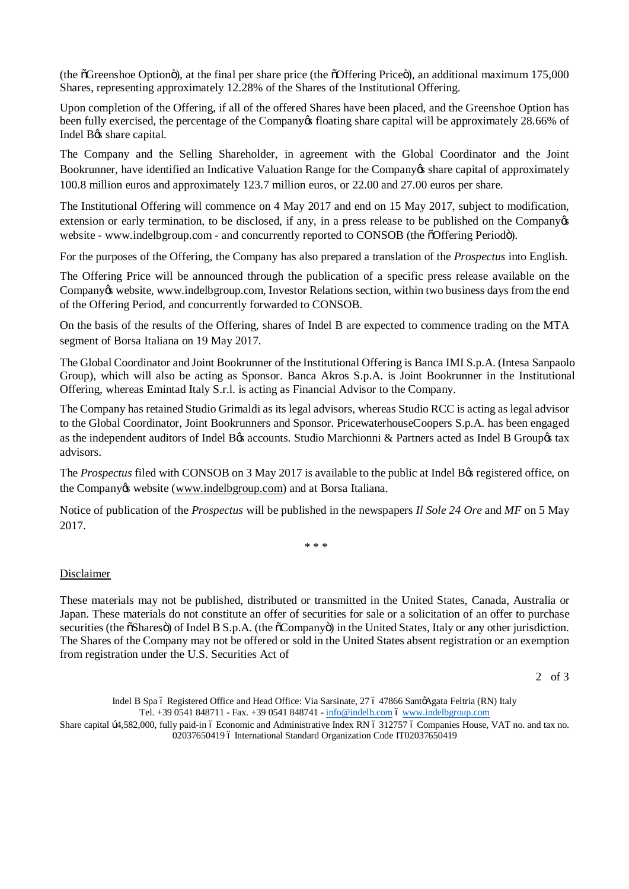(the "Greenshoe Option"), at the final per share price (the "Offering Price"), an additional maximum 175,000 Shares, representing approximately 12.28% of the Shares of the Institutional Offering.

Upon completion of the Offering, if all of the offered Shares have been placed, and the Greenshoe Option has been fully exercised, the percentage of the Company's floating share capital will be approximately 28.66% of Indel B's share capital.

The Company and the Selling Shareholder, in agreement with the Global Coordinator and the Joint Bookrunner, have identified an Indicative Valuation Range for the Company's share capital of approximately 100.8 million euros and approximately 123.7 million euros, or 22.00 and 27.00 euros per share.

The Institutional Offering will commence on 4 May 2017 and end on 15 May 2017, subject to modification, extension or early termination, to be disclosed, if any, in a press release to be published on the Company's website - www.indelbgroup.com - and concurrently reported to CONSOB (the "Offering Period").

For the purposes of the Offering, the Company has also prepared a translation of the *Prospectus* into English.

The Offering Price will be announced through the publication of a specific press release available on the Company's website, www.indelbgroup.com, Investor Relations section, within two business days from the end of the Offering Period, and concurrently forwarded to CONSOB.

On the basis of the results of the Offering, shares of Indel B are expected to commence trading on the MTA segment of Borsa Italiana on 19 May 2017.

The Global Coordinator and Joint Bookrunner of the Institutional Offering is Banca IMI S.p.A. (Intesa Sanpaolo Group), which will also be acting as Sponsor. Banca Akros S.p.A. is Joint Bookrunner in the Institutional Offering, whereas Emintad Italy S.r.l. is acting as Financial Advisor to the Company.

The Company has retained Studio Grimaldi as its legal advisors, whereas Studio RCC is acting as legal advisor to the Global Coordinator, Joint Bookrunners and Sponsor. PricewaterhouseCoopers S.p.A. has been engaged as the independent auditors of Indel B's accounts. Studio Marchionni & Partners acted as Indel B Group's tax advisors.

The *Prospectus* filed with CONSOB on 3 May 2017 is available to the public at Indel B's registered office, on the Company's website (www.indelbgroup.com) and at Borsa Italiana.

Notice of publication of the *Prospectus* will be published in the newspapers *Il Sole 24 Ore* and *MF* on 5 May 2017.

\* \* \*

Disclaimer

These materials may not be published, distributed or transmitted in the United States, Canada, Australia or Japan. These materials do not constitute an offer of securities for sale or a solicitation of an offer to purchase securities (the "Shares") of Indel B S.p.A. (the "Company") in the United States, Italy or any other jurisdiction. The Shares of the Company may not be offered or sold in the United States absent registration or an exemption from registration under the U.S. Securities Act of

Indel B Spa – Registered Office and Head Office: Via Sarsinate, 27 – 47866 Sant'Agata Feltria (RN) Italy
Tel. +39 0541 848711 - Fax. +39 0541 848741 - info@indelb.com – www.indelbgroup.com
Share capital €4,582,000, fully paid-in – Economic and Administrative Index RN – 312757 – Companies House, VAT no. and tax no. 02037650419 – International Standard Organization Code IT02037650419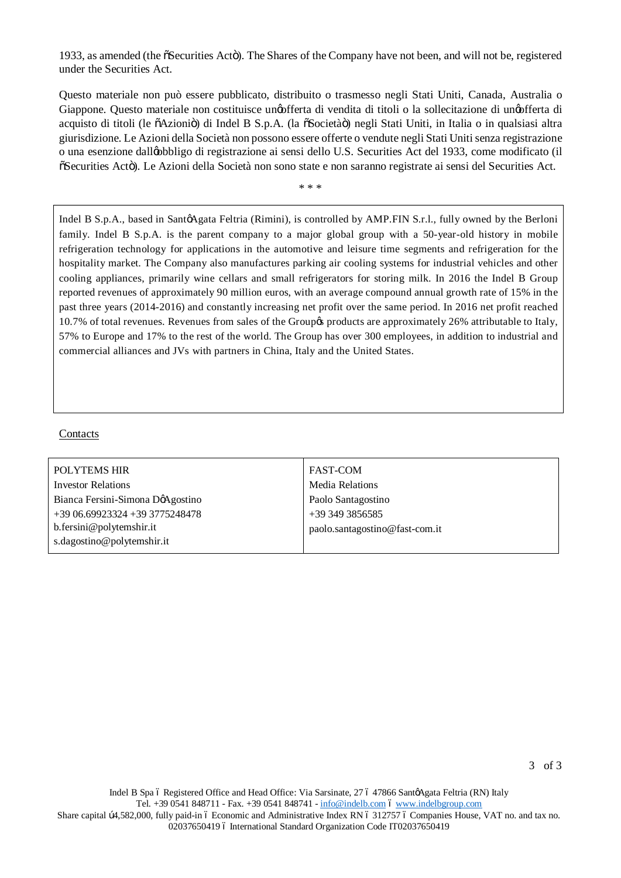1933, as amended (the "Securities Act"). The Shares of the Company have not been, and will not be, registered under the Securities Act.

Questo materiale non può essere pubblicato, distribuito o trasmesso negli Stati Uniti, Canada, Australia o Giappone. Questo materiale non costituisce un'offerta di vendita di titoli o la sollecitazione di un'offerta di acquisto di titoli (le "Azioni") di Indel B S.p.A. (la "Società") negli Stati Uniti, in Italia o in qualsiasi altra giurisdizione. Le Azioni della Società non possono essere offerte o vendute negli Stati Uniti senza registrazione o una esenzione dall'obbligo di registrazione ai sensi dello U.S. Securities Act del 1933, come modificato (il "Securities Act"). Le Azioni della Società non sono state e non saranno registrate ai sensi del Securities Act.

\* \* \*

Indel B S.p.A., based in Sant'Agata Feltria (Rimini), is controlled by AMP.FIN S.r.l., fully owned by the Berloni family. Indel B S.p.A. is the parent company to a major global group with a 50-year-old history in mobile refrigeration technology for applications in the automotive and leisure time segments and refrigeration for the hospitality market. The Company also manufactures parking air cooling systems for industrial vehicles and other cooling appliances, primarily wine cellars and small refrigerators for storing milk. In 2016 the Indel B Group reported revenues of approximately 90 million euros, with an average compound annual growth rate of 15% in the past three years (2014-2016) and constantly increasing net profit over the same period. In 2016 net profit reached 10.7% of total revenues. Revenues from sales of the Group's products are approximately 26% attributable to Italy, 57% to Europe and 17% to the rest of the world. The Group has over 300 employees, in addition to industrial and commercial alliances and JVs with partners in China, Italy and the United States.

Contacts

| | |
|---|---|
| POLYTEMS HIR<br>Investor Relations<br>Bianca Fersini-Simona D'Agostino<br>+39 06.69923324 +39 3775248478<br>b.fersini@polytemshir.it<br>s.dagostino@polytemshir.it | FAST-COM<br>Media Relations<br>Paolo Santagostino<br>+39 349 3856585<br>paolo.santagostino@fast-com.it |